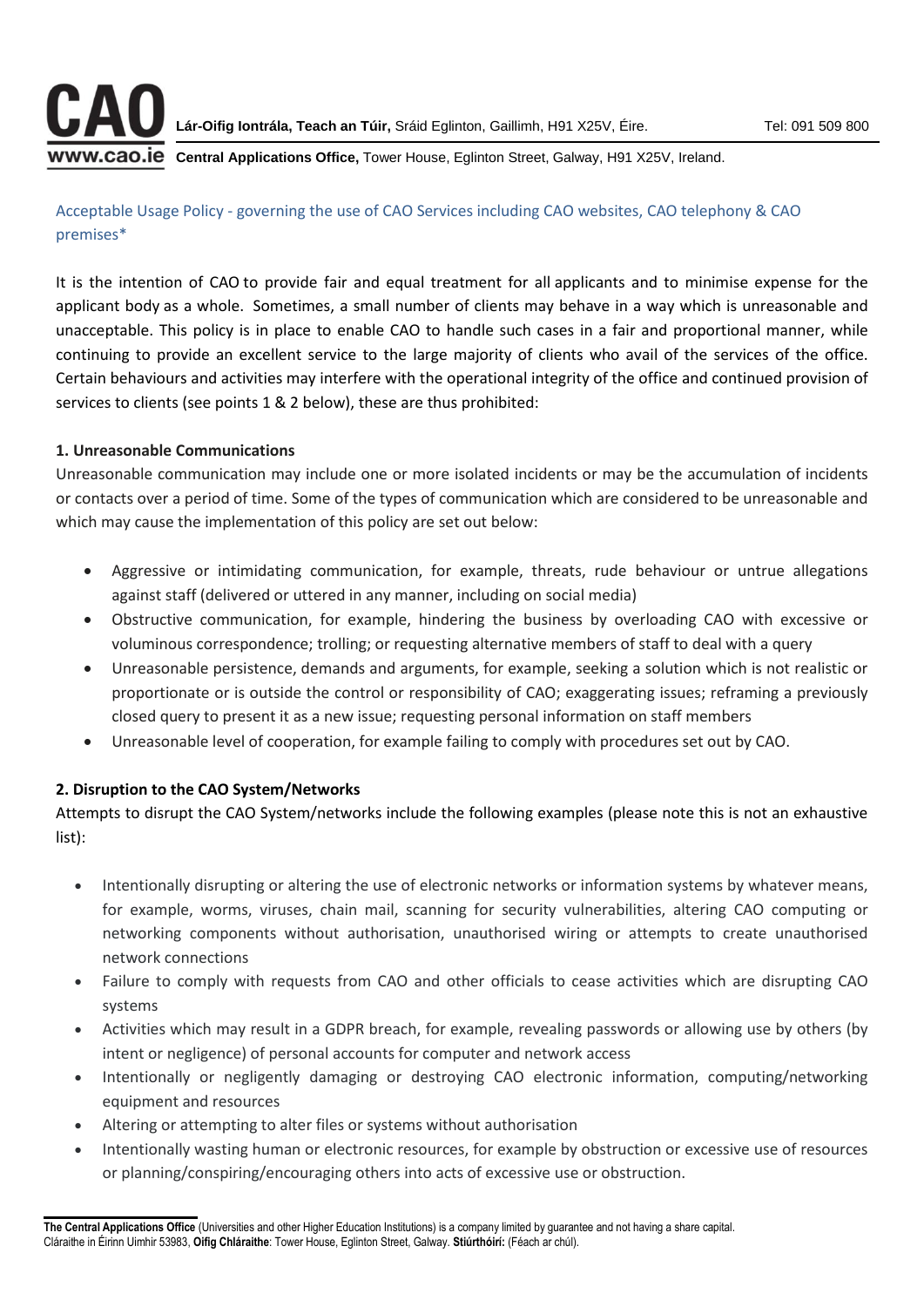**Lár-Oifig Iontrála, Teach an Túir,** Sráid Eglinton, Gaillimh, H91 X25V, Éire. Tel: 091 509 800

**Central Applications Office,** Tower House, Eglinton Street, Galway, H91 X25V, Ireland.

## Acceptable Usage Policy - governing the use of CAO Services including CAO websites, CAO telephony & CAO premises*

It is the intention of CAO to provide fair and equal treatment for all applicants and to minimise expense for the applicant body as a whole. Sometimes, a small number of clients may behave in a way which is unreasonable and unacceptable. This policy is in place to enable CAO to handle such cases in a fair and proportional manner, while continuing to provide an excellent service to the large majority of clients who avail of the services of the office. Certain behaviours and activities may interfere with the operational integrity of the office and continued provision of services to clients (see points 1 & 2 below), these are thus prohibited:

### 1. Unreasonable Communications

Unreasonable communication may include one or more isolated incidents or may be the accumulation of incidents or contacts over a period of time. Some of the types of communication which are considered to be unreasonable and which may cause the implementation of this policy are set out below:

- Aggressive or intimidating communication, for example, threats, rude behaviour or untrue allegations against staff (delivered or uttered in any manner, including on social media)
- Obstructive communication, for example, hindering the business by overloading CAO with excessive or voluminous correspondence; trolling; or requesting alternative members of staff to deal with a query
- Unreasonable persistence, demands and arguments, for example, seeking a solution which is not realistic or proportionate or is outside the control or responsibility of CAO; exaggerating issues; reframing a previously closed query to present it as a new issue; requesting personal information on staff members
- Unreasonable level of cooperation, for example failing to comply with procedures set out by CAO.

### 2. Disruption to the CAO System/Networks

Attempts to disrupt the CAO System/networks include the following examples (please note this is not an exhaustive list):

- Intentionally disrupting or altering the use of electronic networks or information systems by whatever means, for example, worms, viruses, chain mail, scanning for security vulnerabilities, altering CAO computing or networking components without authorisation, unauthorised wiring or attempts to create unauthorised network connections
- Failure to comply with requests from CAO and other officials to cease activities which are disrupting CAO systems
- Activities which may result in a GDPR breach, for example, revealing passwords or allowing use by others (by intent or negligence) of personal accounts for computer and network access
- Intentionally or negligently damaging or destroying CAO electronic information, computing/networking equipment and resources
- Altering or attempting to alter files or systems without authorisation
- Intentionally wasting human or electronic resources, for example by obstruction or excessive use of resources or planning/conspiring/encouraging others into acts of excessive use or obstruction.

**The Central Applications Office** (Universities and other Higher Education Institutions) is a company limited by guarantee and not having a share capital.
Cláraithe in Éirinn Uimhir 53983, **Oifig Chláraithe**: Tower House, Eglinton Street, Galway. **Stiúrthóirí:** (Féach ar chúl).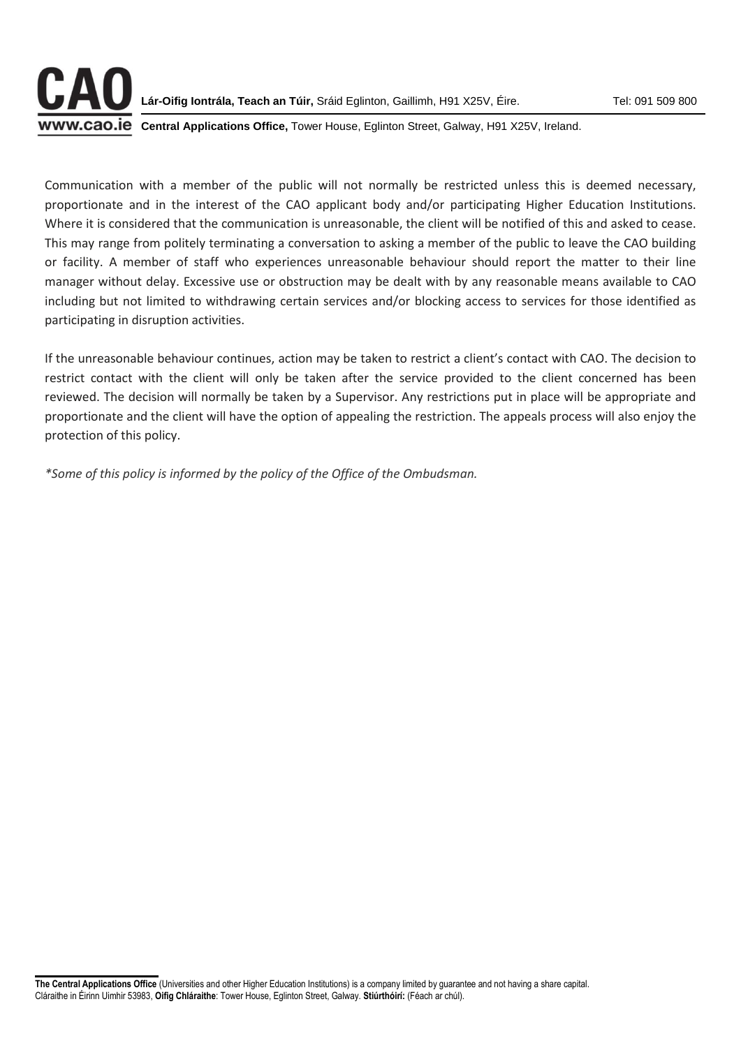Communication with a member of the public will not normally be restricted unless this is deemed necessary, proportionate and in the interest of the CAO applicant body and/or participating Higher Education Institutions. Where it is considered that the communication is unreasonable, the client will be notified of this and asked to cease. This may range from politely terminating a conversation to asking a member of the public to leave the CAO building or facility. A member of staff who experiences unreasonable behaviour should report the matter to their line manager without delay. Excessive use or obstruction may be dealt with by any reasonable means available to CAO including but not limited to withdrawing certain services and/or blocking access to services for those identified as participating in disruption activities.

If the unreasonable behaviour continues, action may be taken to restrict a client's contact with CAO. The decision to restrict contact with the client will only be taken after the service provided to the client concerned has been reviewed. The decision will normally be taken by a Supervisor. Any restrictions put in place will be appropriate and proportionate and the client will have the option of appealing the restriction. The appeals process will also enjoy the protection of this policy.

*\*Some of this policy is informed by the policy of the Office of the Ombudsman.*